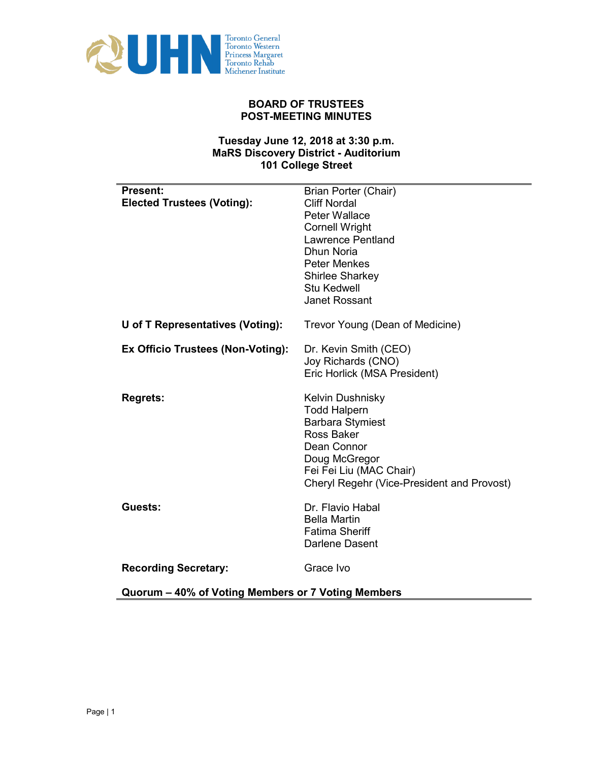# BOARD OF TRUSTEES
# POST-MEETING MINUTES

**Tuesday June 12, 2018 at 3:30 p.m.**
**MaRS Discovery District - Auditorium**
**101 College Street**

| | |
|---|---|
| **Present:** | Brian Porter (Chair) |
| **Elected Trustees (Voting):** | Cliff Nordal |
| | Peter Wallace |
| | Cornell Wright |
| | Lawrence Pentland |
| | Dhun Noria |
| | Peter Menkes |
| | Shirlee Sharkey |
| | Stu Kedwell |
| | Janet Rossant |
| **U of T Representatives (Voting):** | Trevor Young (Dean of Medicine) |
| **Ex Officio Trustees (Non-Voting):** | Dr. Kevin Smith (CEO) |
| | Joy Richards (CNO) |
| | Eric Horlick (MSA President) |
| **Regrets:** | Kelvin Dushnisky |
| | Todd Halpern |
| | Barbara Stymiest |
| | Ross Baker |
| | Dean Connor |
| | Doug McGregor |
| | Fei Fei Liu (MAC Chair) |
| | Cheryl Regehr (Vice-President and Provost) |
| **Guests:** | Dr. Flavio Habal |
| | Bella Martin |
| | Fatima Sheriff |
| | Darlene Dasent |
| **Recording Secretary:** | Grace Ivo |

**Quorum – 40% of Voting Members or 7 Voting Members**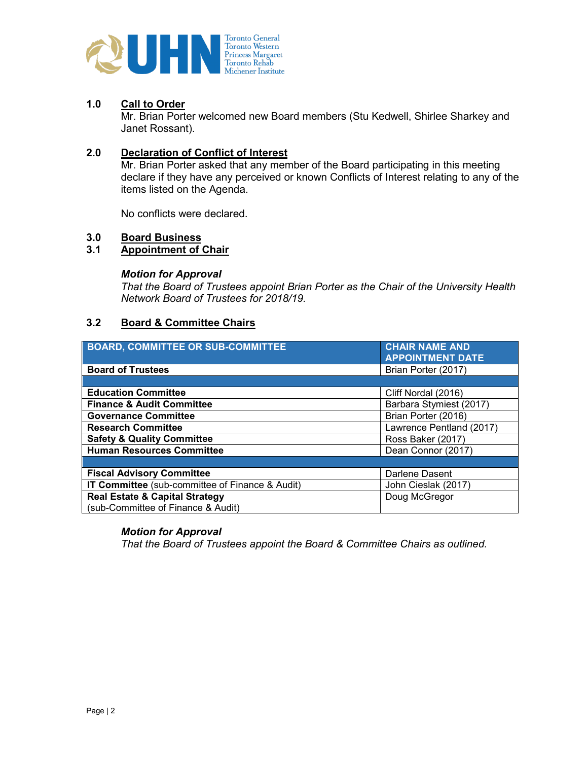### 1.0 Call to Order

Mr. Brian Porter welcomed new Board members (Stu Kedwell, Shirlee Sharkey and Janet Rossant).

### 2.0 Declaration of Conflict of Interest

Mr. Brian Porter asked that any member of the Board participating in this meeting declare if they have any perceived or known Conflicts of Interest relating to any of the items listed on the Agenda.

No conflicts were declared.

### 3.0 Board Business

### 3.1 Appointment of Chair

***Motion for Approval***

*That the Board of Trustees appoint Brian Porter as the Chair of the University Health Network Board of Trustees for 2018/19.*

### 3.2 Board & Committee Chairs

| BOARD, COMMITTEE OR SUB-COMMITTEE | CHAIR NAME AND APPOINTMENT DATE |
|---|---|
| **Board of Trustees** | Brian Porter (2017) |
| | |
| **Education Committee** | Cliff Nordal (2016) |
| **Finance & Audit Committee** | Barbara Stymiest (2017) |
| **Governance Committee** | Brian Porter (2016) |
| **Research Committee** | Lawrence Pentland (2017) |
| **Safety & Quality Committee** | Ross Baker (2017) |
| **Human Resources Committee** | Dean Connor (2017) |
| | |
| **Fiscal Advisory Committee** | Darlene Dasent |
| **IT Committee** (sub-committee of Finance & Audit) | John Cieslak (2017) |
| **Real Estate & Capital Strategy** (sub-Committee of Finance & Audit) | Doug McGregor |

***Motion for Approval***

*That the Board of Trustees appoint the Board & Committee Chairs as outlined.*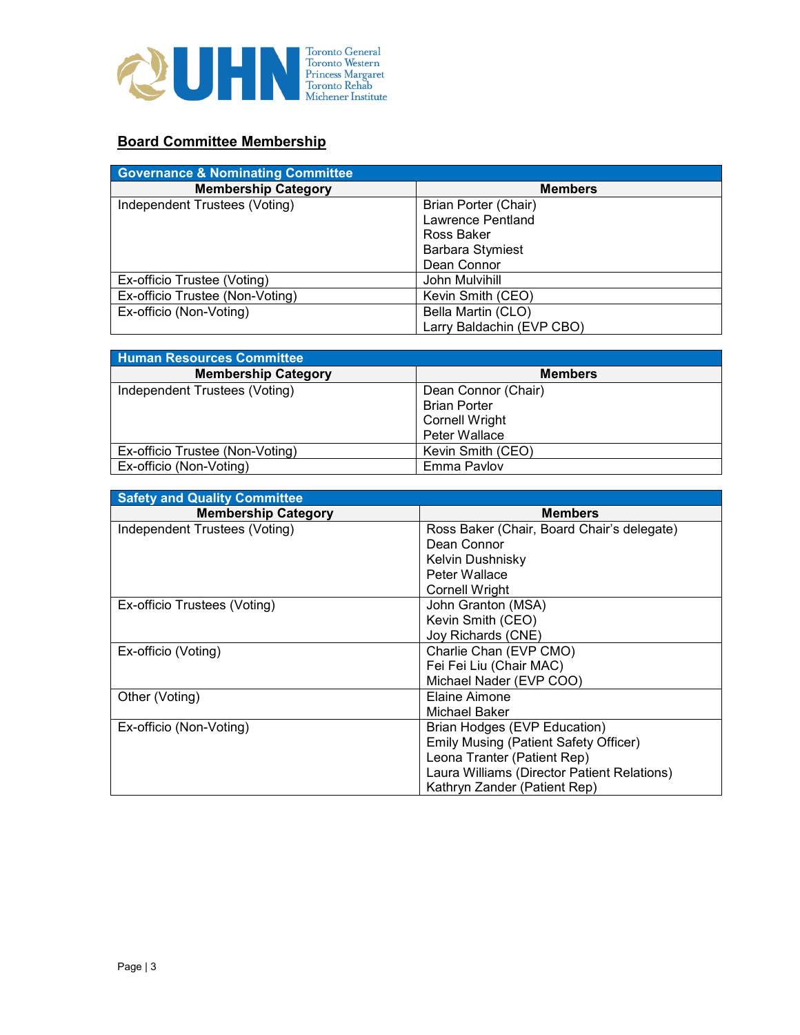## Board Committee Membership

| Governance & Nominating Committee | |
|---|---|
| **Membership Category** | **Members** |
| Independent Trustees (Voting) | Brian Porter (Chair)<br>Lawrence Pentland<br>Ross Baker<br>Barbara Stymiest<br>Dean Connor |
| Ex-officio Trustee (Voting) | John Mulvihill |
| Ex-officio Trustee (Non-Voting) | Kevin Smith (CEO) |
| Ex-officio (Non-Voting) | Bella Martin (CLO)<br>Larry Baldachin (EVP CBO) |

| Human Resources Committee | |
|---|---|
| **Membership Category** | **Members** |
| Independent Trustees (Voting) | Dean Connor (Chair)<br>Brian Porter<br>Cornell Wright<br>Peter Wallace |
| Ex-officio Trustee (Non-Voting) | Kevin Smith (CEO) |
| Ex-officio (Non-Voting) | Emma Pavlov |

| Safety and Quality Committee | |
|---|---|
| **Membership Category** | **Members** |
| Independent Trustees (Voting) | Ross Baker (Chair, Board Chair's delegate)<br>Dean Connor<br>Kelvin Dushnisky<br>Peter Wallace<br>Cornell Wright |
| Ex-officio Trustees (Voting) | John Granton (MSA)<br>Kevin Smith (CEO)<br>Joy Richards (CNE) |
| Ex-officio (Voting) | Charlie Chan (EVP CMO)<br>Fei Fei Liu (Chair MAC)<br>Michael Nader (EVP COO) |
| Other (Voting) | Elaine Aimone<br>Michael Baker |
| Ex-officio (Non-Voting) | Brian Hodges (EVP Education)<br>Emily Musing (Patient Safety Officer)<br>Leona Tranter (Patient Rep)<br>Laura Williams (Director Patient Relations)<br>Kathryn Zander (Patient Rep) |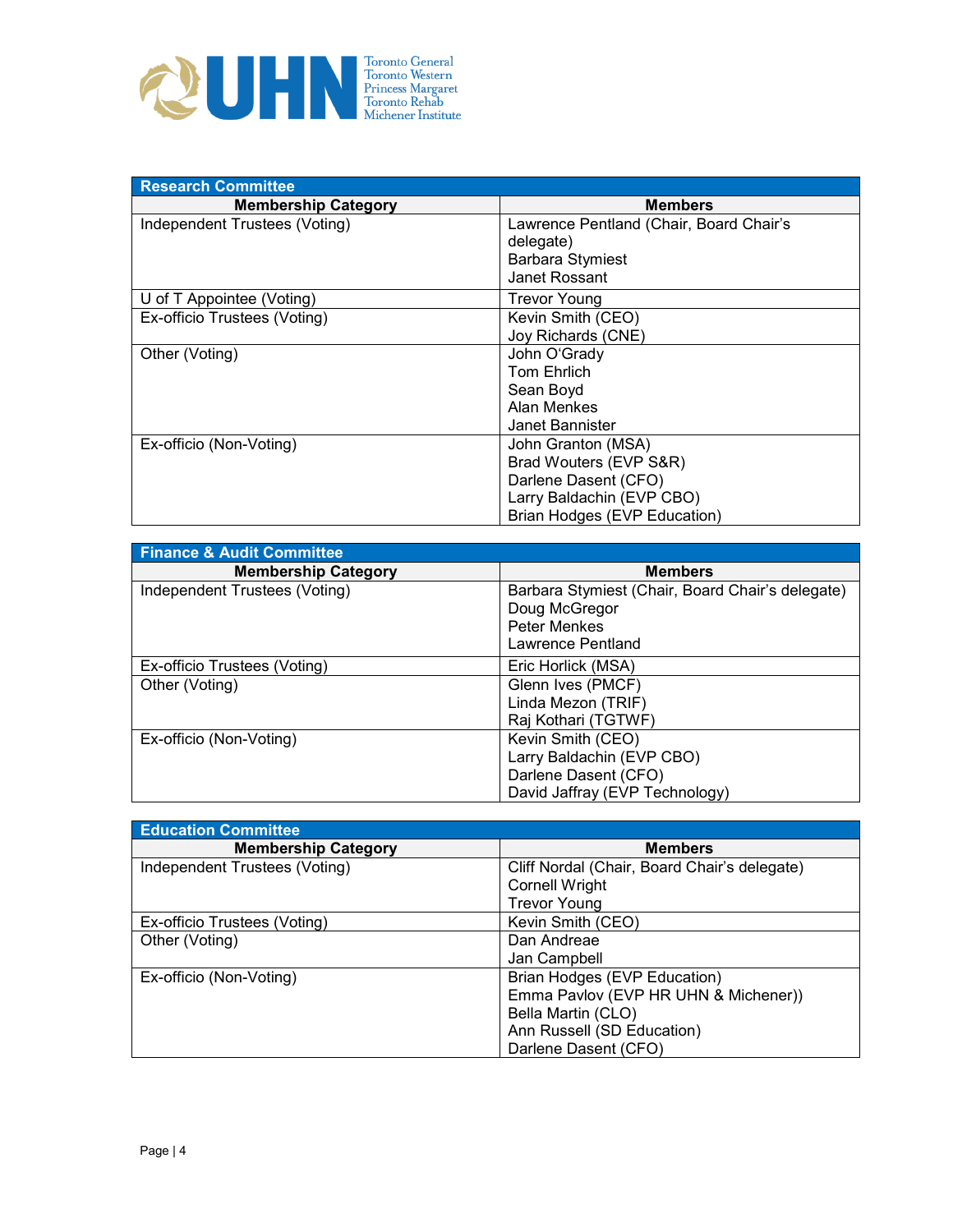| Research Committee | |
|---|---|
| **Membership Category** | **Members** |
| Independent Trustees (Voting) | Lawrence Pentland (Chair, Board Chair's delegate)<br>Barbara Stymiest<br>Janet Rossant |
| U of T Appointee (Voting) | Trevor Young |
| Ex-officio Trustees (Voting) | Kevin Smith (CEO)<br>Joy Richards (CNE) |
| Other (Voting) | John O'Grady<br>Tom Ehrlich<br>Sean Boyd<br>Alan Menkes<br>Janet Bannister |
| Ex-officio (Non-Voting) | John Granton (MSA)<br>Brad Wouters (EVP S&R)<br>Darlene Dasent (CFO)<br>Larry Baldachin (EVP CBO)<br>Brian Hodges (EVP Education) |

| Finance & Audit Committee | |
|---|---|
| **Membership Category** | **Members** |
| Independent Trustees (Voting) | Barbara Stymiest (Chair, Board Chair's delegate)<br>Doug McGregor<br>Peter Menkes<br>Lawrence Pentland |
| Ex-officio Trustees (Voting) | Eric Horlick (MSA) |
| Other (Voting) | Glenn Ives (PMCF)<br>Linda Mezon (TRIF)<br>Raj Kothari (TGTWF) |
| Ex-officio (Non-Voting) | Kevin Smith (CEO)<br>Larry Baldachin (EVP CBO)<br>Darlene Dasent (CFO)<br>David Jaffray (EVP Technology) |

| Education Committee | |
|---|---|
| **Membership Category** | **Members** |
| Independent Trustees (Voting) | Cliff Nordal (Chair, Board Chair's delegate)<br>Cornell Wright<br>Trevor Young |
| Ex-officio Trustees (Voting) | Kevin Smith (CEO) |
| Other (Voting) | Dan Andreae<br>Jan Campbell |
| Ex-officio (Non-Voting) | Brian Hodges (EVP Education)<br>Emma Pavlov (EVP HR UHN & Michener))<br>Bella Martin (CLO)<br>Ann Russell (SD Education)<br>Darlene Dasent (CFO) |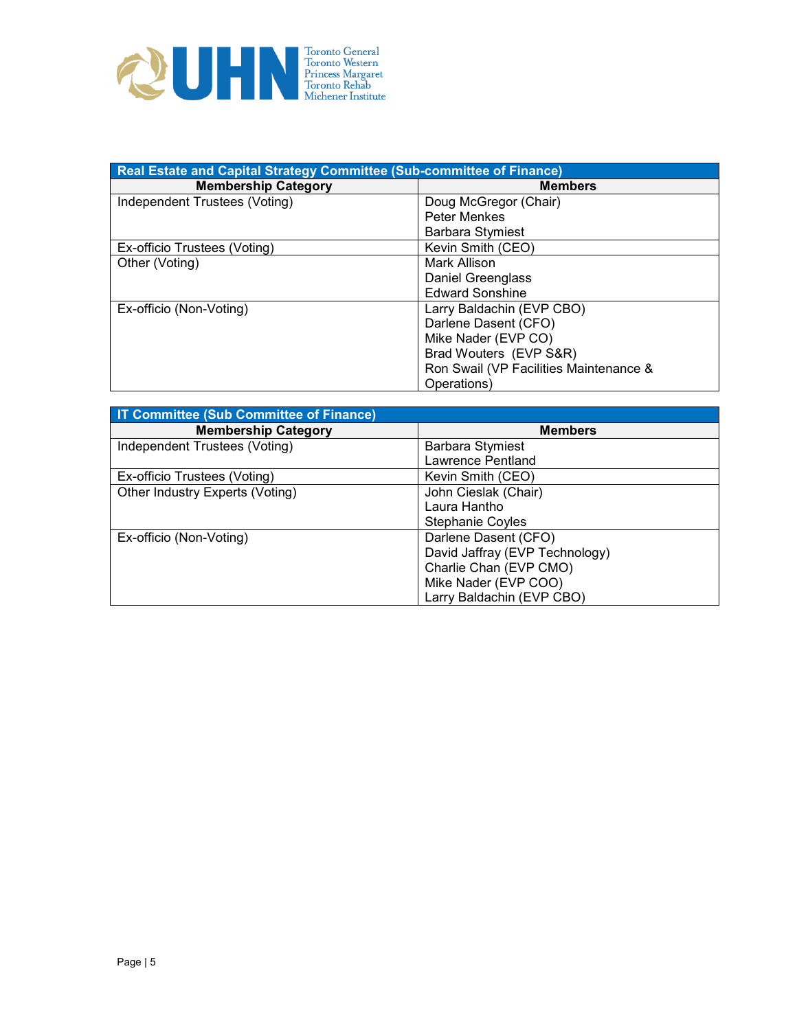| Real Estate and Capital Strategy Committee (Sub-committee of Finance) | |
|---|---|
| **Membership Category** | **Members** |
| Independent Trustees (Voting) | Doug McGregor (Chair)<br>Peter Menkes<br>Barbara Stymiest |
| Ex-officio Trustees (Voting) | Kevin Smith (CEO) |
| Other (Voting) | Mark Allison<br>Daniel Greenglass<br>Edward Sonshine |
| Ex-officio (Non-Voting) | Larry Baldachin (EVP CBO)<br>Darlene Dasent (CFO)<br>Mike Nader (EVP CO)<br>Brad Wouters (EVP S&R)<br>Ron Swail (VP Facilities Maintenance & Operations) |

| IT Committee (Sub Committee of Finance) | |
|---|---|
| **Membership Category** | **Members** |
| Independent Trustees (Voting) | Barbara Stymiest<br>Lawrence Pentland |
| Ex-officio Trustees (Voting) | Kevin Smith (CEO) |
| Other Industry Experts (Voting) | John Cieslak (Chair)<br>Laura Hantho<br>Stephanie Coyles |
| Ex-officio (Non-Voting) | Darlene Dasent (CFO)<br>David Jaffray (EVP Technology)<br>Charlie Chan (EVP CMO)<br>Mike Nader (EVP COO)<br>Larry Baldachin (EVP CBO) |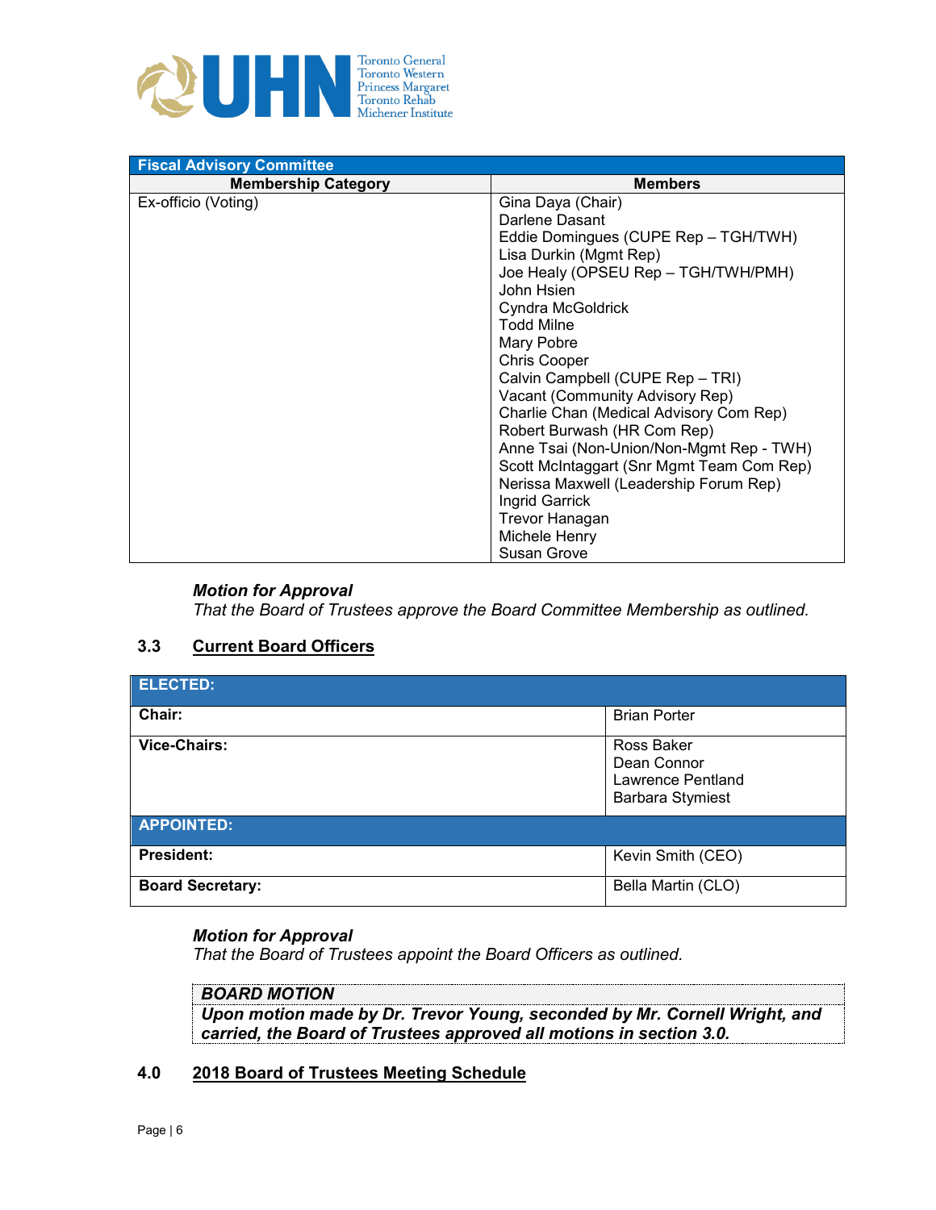| Fiscal Advisory Committee | |
|---|---|
| **Membership Category** | **Members** |
| Ex-officio (Voting) | Gina Daya (Chair)<br>Darlene Dasant<br>Eddie Domingues (CUPE Rep – TGH/TWH)<br>Lisa Durkin (Mgmt Rep)<br>Joe Healy (OPSEU Rep – TGH/TWH/PMH)<br>John Hsien<br>Cyndra McGoldrick<br>Todd Milne<br>Mary Pobre<br>Chris Cooper<br>Calvin Campbell (CUPE Rep – TRI)<br>Vacant (Community Advisory Rep)<br>Charlie Chan (Medical Advisory Com Rep)<br>Robert Burwash (HR Com Rep)<br>Anne Tsai (Non-Union/Non-Mgmt Rep - TWH)<br>Scott McIntaggart (Snr Mgmt Team Com Rep)<br>Nerissa Maxwell (Leadership Forum Rep)<br>Ingrid Garrick<br>Trevor Hanagan<br>Michele Henry<br>Susan Grove |

***Motion for Approval***
*That the Board of Trustees approve the Board Committee Membership as outlined.*

## 3.3 Current Board Officers

| ELECTED: | |
|---|---|
| **Chair:** | Brian Porter |
| **Vice-Chairs:** | Ross Baker<br>Dean Connor<br>Lawrence Pentland<br>Barbara Stymiest |
| **APPOINTED:** | |
| **President:** | Kevin Smith (CEO) |
| **Board Secretary:** | Bella Martin (CLO) |

***Motion for Approval***
*That the Board of Trustees appoint the Board Officers as outlined.*

> ***BOARD MOTION***
> ***Upon motion made by Dr. Trevor Young, seconded by Mr. Cornell Wright, and carried, the Board of Trustees approved all motions in section 3.0.***

## 4.0 2018 Board of Trustees Meeting Schedule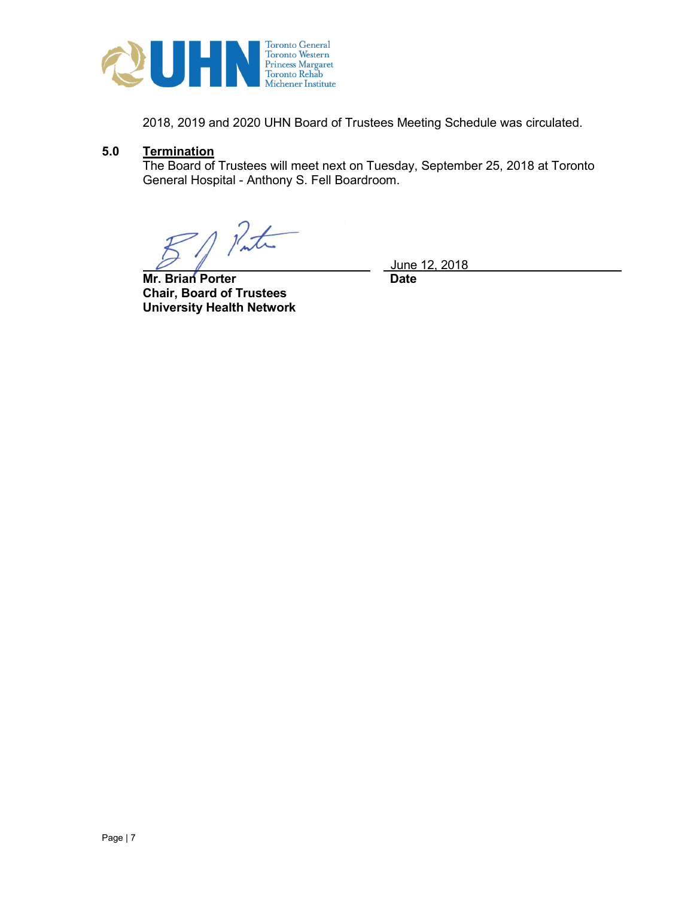2018, 2019 and 2020 UHN Board of Trustees Meeting Schedule was circulated.

## 5.0 Termination

The Board of Trustees will meet next on Tuesday, September 25, 2018 at Toronto General Hospital - Anthony S. Fell Boardroom.

**Mr. Brian Porter**
**Chair, Board of Trustees**
**University Health Network**

June 12, 2018
**Date**